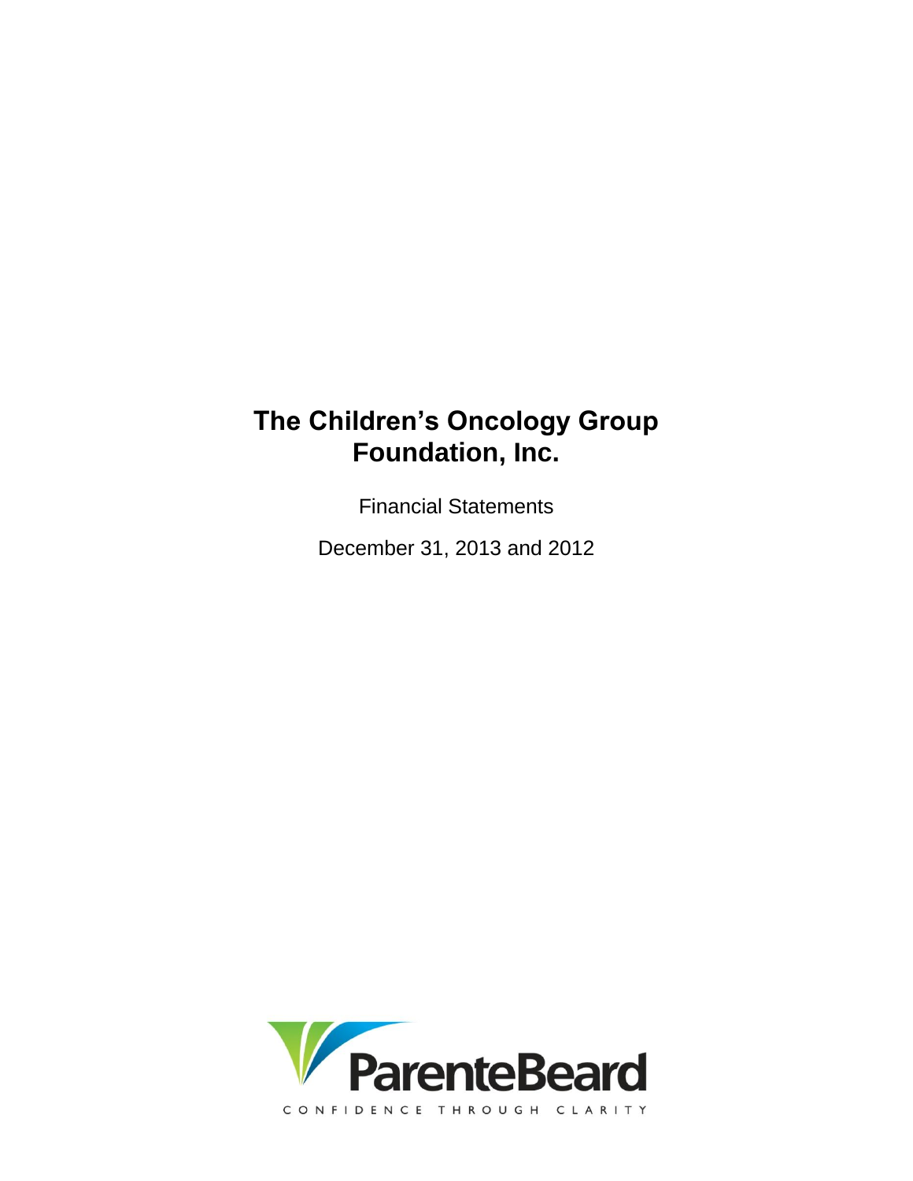# The Children's Oncology Group Foundation, Inc.

Financial Statements

December 31, 2013 and 2012

ParenteBeard

CONFIDENCE THROUGH CLARITY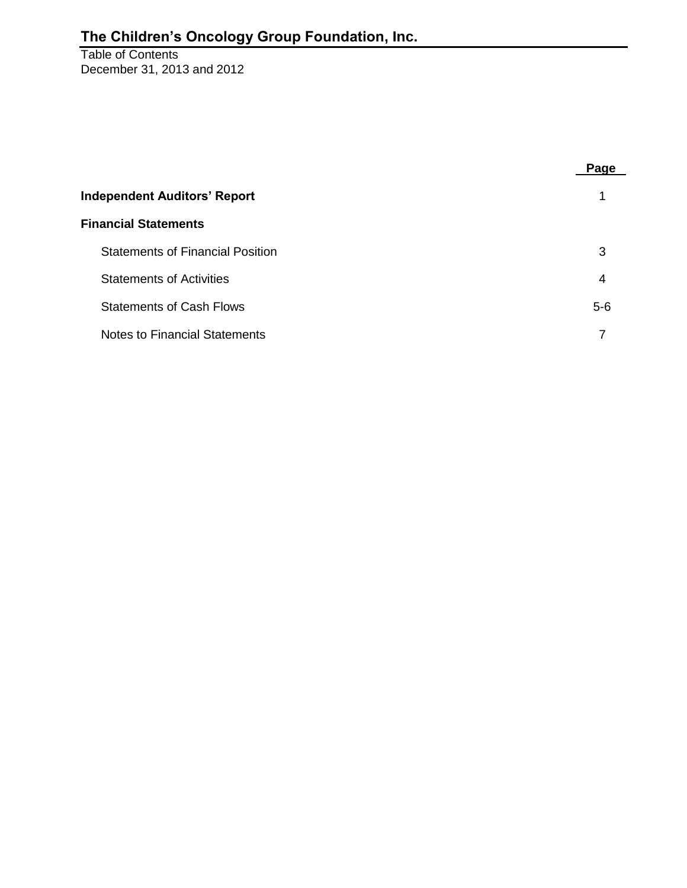# The Children's Oncology Group Foundation, Inc.

Table of Contents
December 31, 2013 and 2012

| | Page |
|---|---|
| **Independent Auditors' Report** | 1 |
| **Financial Statements** | |
| Statements of Financial Position | 3 |
| Statements of Activities | 4 |
| Statements of Cash Flows | 5-6 |
| Notes to Financial Statements | 7 |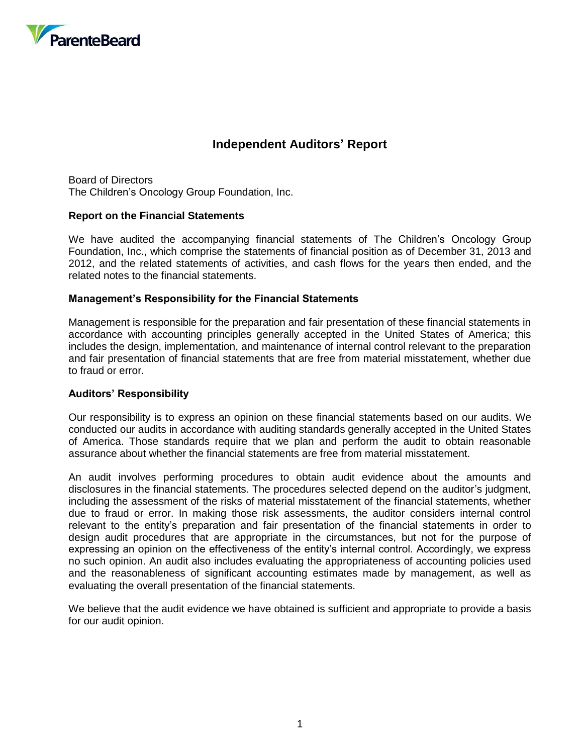ParenteBeard

# Independent Auditors' Report

Board of Directors
The Children's Oncology Group Foundation, Inc.

### Report on the Financial Statements

We have audited the accompanying financial statements of The Children's Oncology Group Foundation, Inc., which comprise the statements of financial position as of December 31, 2013 and 2012, and the related statements of activities, and cash flows for the years then ended, and the related notes to the financial statements.

### Management's Responsibility for the Financial Statements

Management is responsible for the preparation and fair presentation of these financial statements in accordance with accounting principles generally accepted in the United States of America; this includes the design, implementation, and maintenance of internal control relevant to the preparation and fair presentation of financial statements that are free from material misstatement, whether due to fraud or error.

### Auditors' Responsibility

Our responsibility is to express an opinion on these financial statements based on our audits. We conducted our audits in accordance with auditing standards generally accepted in the United States of America. Those standards require that we plan and perform the audit to obtain reasonable assurance about whether the financial statements are free from material misstatement.

An audit involves performing procedures to obtain audit evidence about the amounts and disclosures in the financial statements. The procedures selected depend on the auditor's judgment, including the assessment of the risks of material misstatement of the financial statements, whether due to fraud or error. In making those risk assessments, the auditor considers internal control relevant to the entity's preparation and fair presentation of the financial statements in order to design audit procedures that are appropriate in the circumstances, but not for the purpose of expressing an opinion on the effectiveness of the entity's internal control. Accordingly, we express no such opinion. An audit also includes evaluating the appropriateness of accounting policies used and the reasonableness of significant accounting estimates made by management, as well as evaluating the overall presentation of the financial statements.

We believe that the audit evidence we have obtained is sufficient and appropriate to provide a basis for our audit opinion.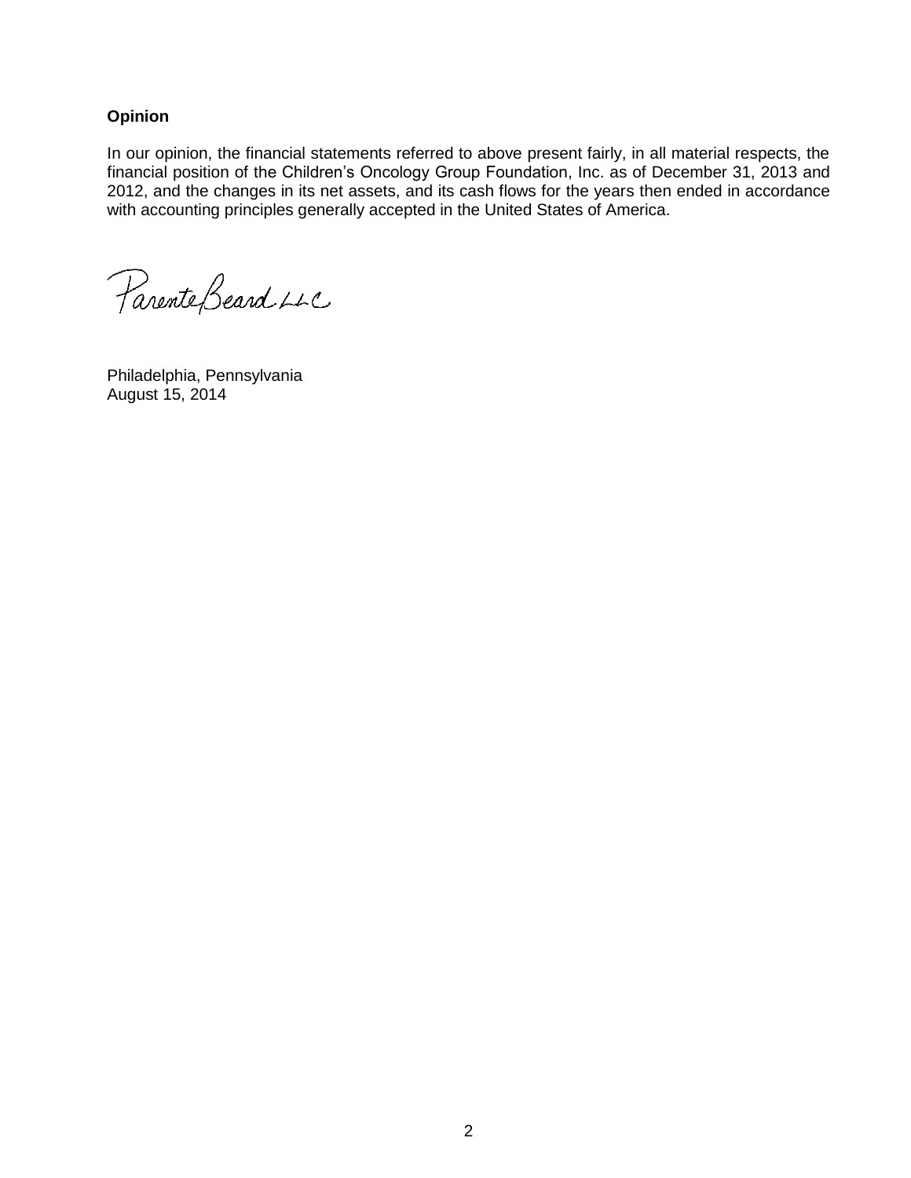## Opinion

In our opinion, the financial statements referred to above present fairly, in all material respects, the financial position of the Children's Oncology Group Foundation, Inc. as of December 31, 2013 and 2012, and the changes in its net assets, and its cash flows for the years then ended in accordance with accounting principles generally accepted in the United States of America.

ParenteBeard LLC

Philadelphia, Pennsylvania
August 15, 2014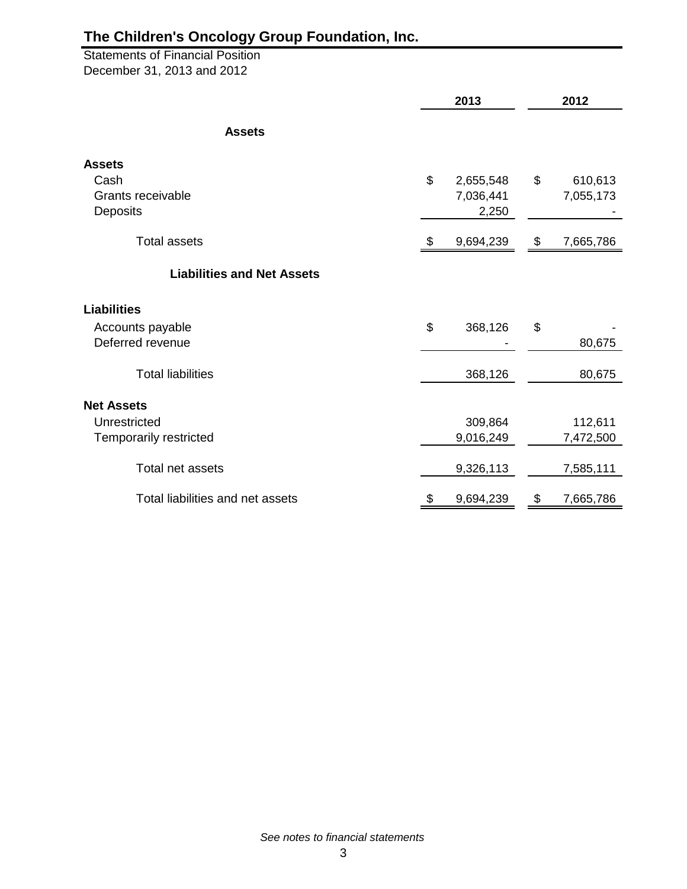# The Children's Oncology Group Foundation, Inc.

Statements of Financial Position
December 31, 2013 and 2012

| | 2013 | 2012 |
|---|---|---|
| **Assets** | | |
| **Assets** | | |
| Cash | $ 2,655,548 | $ 610,613 |
| Grants receivable | 7,036,441 | 7,055,173 |
| Deposits | 2,250 | - |
| Total assets | $ 9,694,239 | $ 7,665,786 |
| **Liabilities and Net Assets** | | |
| **Liabilities** | | |
| Accounts payable | $ 368,126 | $ - |
| Deferred revenue | - | 80,675 |
| Total liabilities | 368,126 | 80,675 |
| **Net Assets** | | |
| Unrestricted | 309,864 | 112,611 |
| Temporarily restricted | 9,016,249 | 7,472,500 |
| Total net assets | 9,326,113 | 7,585,111 |
| Total liabilities and net assets | $ 9,694,239 | $ 7,665,786 |

*See notes to financial statements*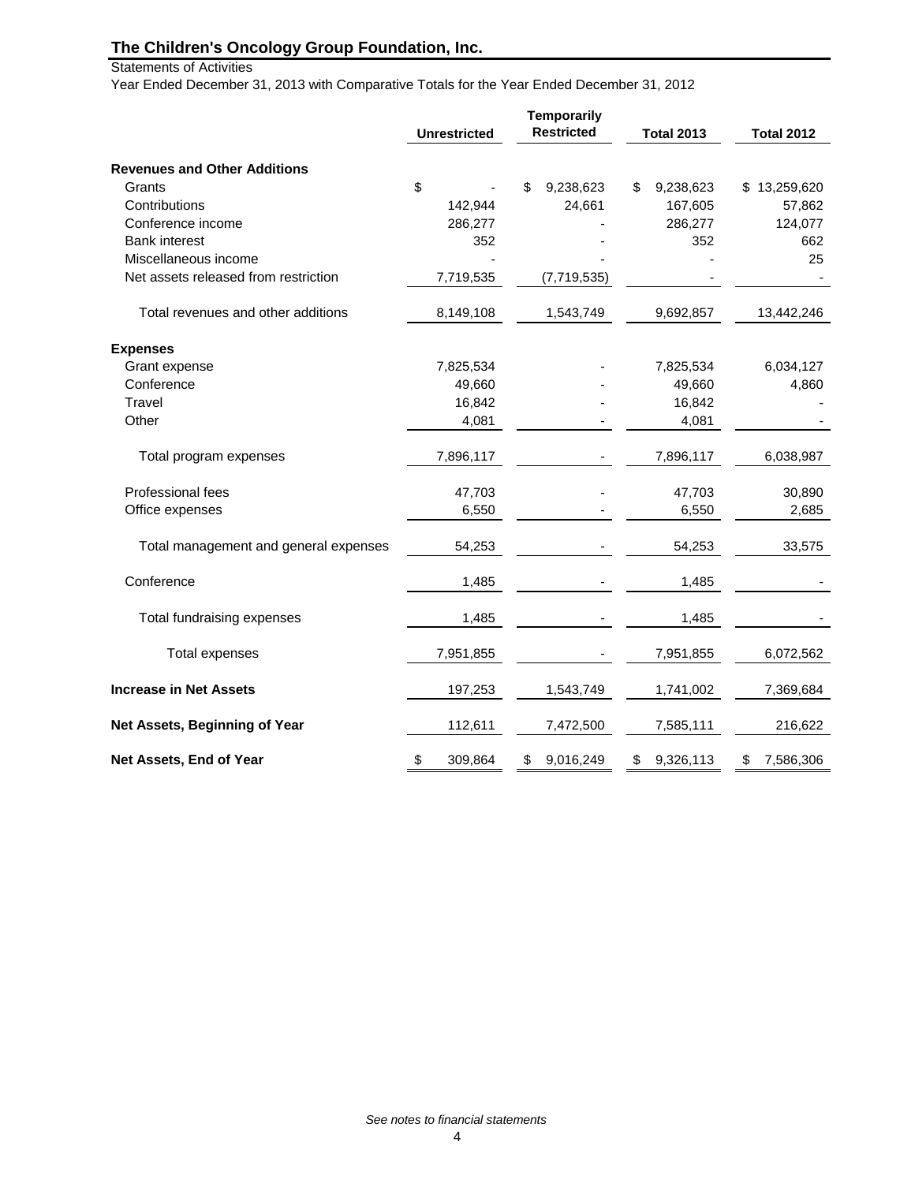# The Children's Oncology Group Foundation, Inc.

Statements of Activities

Year Ended December 31, 2013 with Comparative Totals for the Year Ended December 31, 2012

| | Unrestricted | Temporarily Restricted | Total 2013 | Total 2012 |
|---|---|---|---|---|
| **Revenues and Other Additions** | | | | |
| Grants | $ - | $ 9,238,623 | $ 9,238,623 | $ 13,259,620 |
| Contributions | 142,944 | 24,661 | 167,605 | 57,862 |
| Conference income | 286,277 | - | 286,277 | 124,077 |
| Bank interest | 352 | - | 352 | 662 |
| Miscellaneous income | - | - | - | 25 |
| Net assets released from restriction | 7,719,535 | (7,719,535) | - | - |
| Total revenues and other additions | 8,149,108 | 1,543,749 | 9,692,857 | 13,442,246 |
| **Expenses** | | | | |
| Grant expense | 7,825,534 | - | 7,825,534 | 6,034,127 |
| Conference | 49,660 | - | 49,660 | 4,860 |
| Travel | 16,842 | - | 16,842 | - |
| Other | 4,081 | - | 4,081 | - |
| Total program expenses | 7,896,117 | - | 7,896,117 | 6,038,987 |
| Professional fees | 47,703 | - | 47,703 | 30,890 |
| Office expenses | 6,550 | - | 6,550 | 2,685 |
| Total management and general expenses | 54,253 | - | 54,253 | 33,575 |
| Conference | 1,485 | - | 1,485 | - |
| Total fundraising expenses | 1,485 | - | 1,485 | - |
| Total expenses | 7,951,855 | - | 7,951,855 | 6,072,562 |
| **Increase in Net Assets** | 197,253 | 1,543,749 | 1,741,002 | 7,369,684 |
| **Net Assets, Beginning of Year** | 112,611 | 7,472,500 | 7,585,111 | 216,622 |
| **Net Assets, End of Year** | $ 309,864 | $ 9,016,249 | $ 9,326,113 | $ 7,586,306 |

*See notes to financial statements*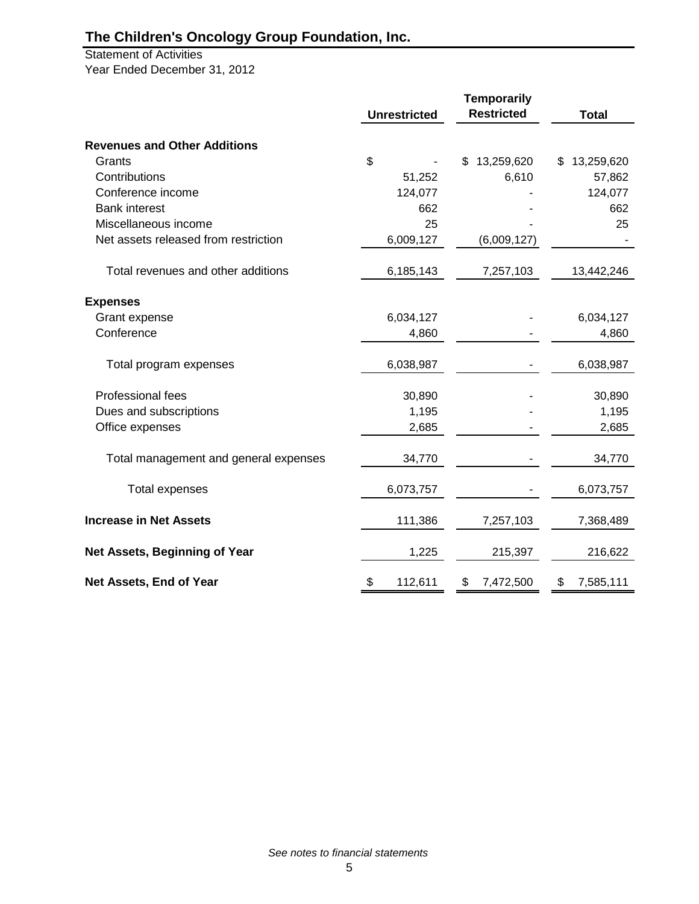# The Children's Oncology Group Foundation, Inc.

Statement of Activities
Year Ended December 31, 2012

| | Unrestricted | Temporarily Restricted | Total |
|---|---|---|---|
| **Revenues and Other Additions** | | | |
| Grants | $ - | $ 13,259,620 | $ 13,259,620 |
| Contributions | 51,252 | 6,610 | 57,862 |
| Conference income | 124,077 | - | 124,077 |
| Bank interest | 662 | - | 662 |
| Miscellaneous income | 25 | - | 25 |
| Net assets released from restriction | 6,009,127 | (6,009,127) | - |
| Total revenues and other additions | 6,185,143 | 7,257,103 | 13,442,246 |
| **Expenses** | | | |
| Grant expense | 6,034,127 | - | 6,034,127 |
| Conference | 4,860 | - | 4,860 |
| Total program expenses | 6,038,987 | - | 6,038,987 |
| Professional fees | 30,890 | - | 30,890 |
| Dues and subscriptions | 1,195 | - | 1,195 |
| Office expenses | 2,685 | - | 2,685 |
| Total management and general expenses | 34,770 | - | 34,770 |
| Total expenses | 6,073,757 | - | 6,073,757 |
| **Increase in Net Assets** | 111,386 | 7,257,103 | 7,368,489 |
| **Net Assets, Beginning of Year** | 1,225 | 215,397 | 216,622 |
| **Net Assets, End of Year** | $ 112,611 | $ 7,472,500 | $ 7,585,111 |

*See notes to financial statements*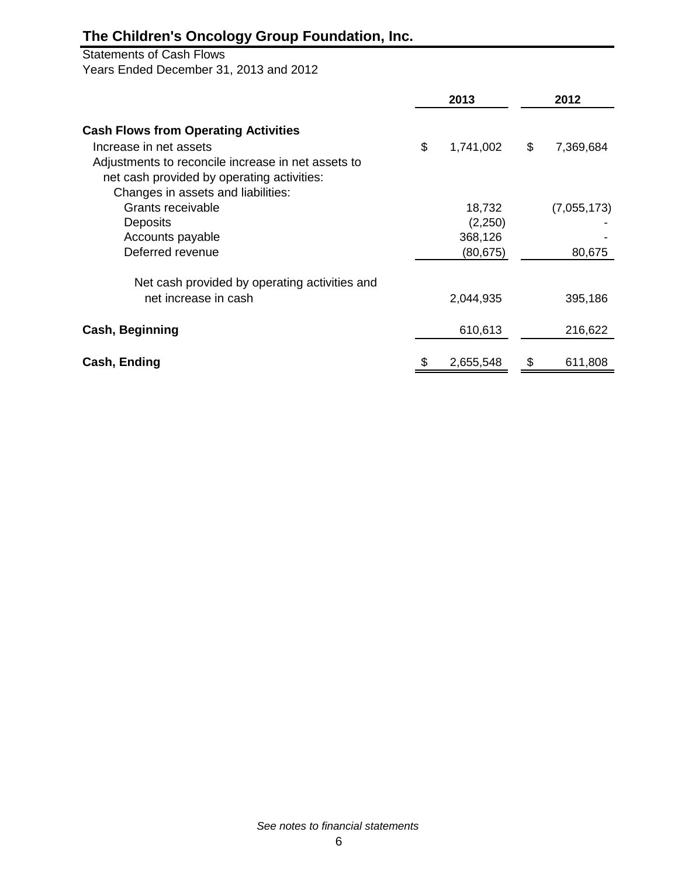# The Children's Oncology Group Foundation, Inc.

Statements of Cash Flows
Years Ended December 31, 2013 and 2012

| | 2013 | 2012 |
|---|---|---|
| **Cash Flows from Operating Activities** | | |
| Increase in net assets | $ 1,741,002 | $ 7,369,684 |
| Adjustments to reconcile increase in net assets to net cash provided by operating activities: | | |
| Changes in assets and liabilities: | | |
| Grants receivable | 18,732 | (7,055,173) |
| Deposits | (2,250) | - |
| Accounts payable | 368,126 | - |
| Deferred revenue | (80,675) | 80,675 |
| Net cash provided by operating activities and net increase in cash | 2,044,935 | 395,186 |
| **Cash, Beginning** | 610,613 | 216,622 |
| **Cash, Ending** | $ 2,655,548 | $ 611,808 |

*See notes to financial statements*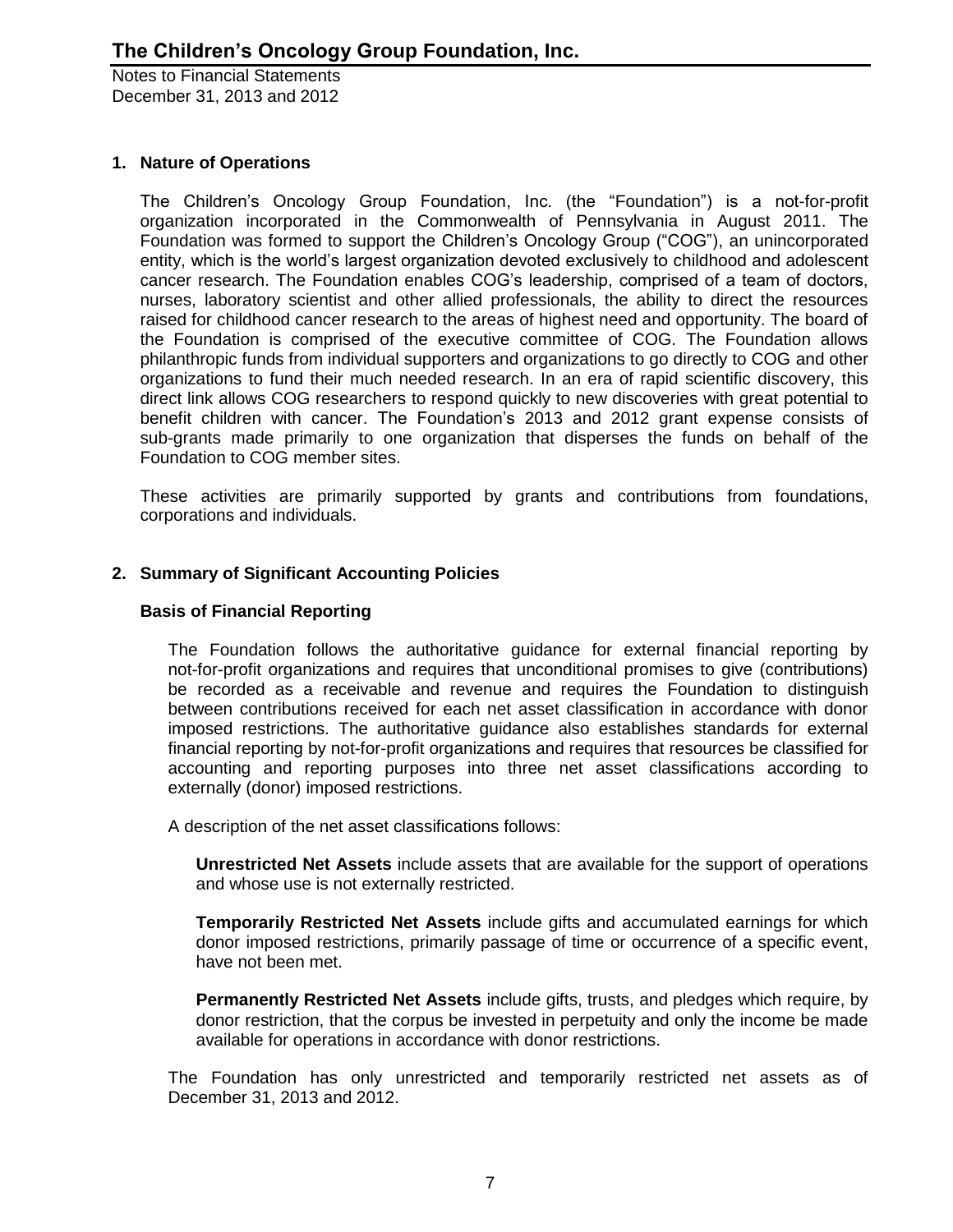# The Children's Oncology Group Foundation, Inc.

Notes to Financial Statements
December 31, 2013 and 2012

## 1. Nature of Operations

The Children's Oncology Group Foundation, Inc. (the "Foundation") is a not-for-profit organization incorporated in the Commonwealth of Pennsylvania in August 2011. The Foundation was formed to support the Children's Oncology Group ("COG"), an unincorporated entity, which is the world's largest organization devoted exclusively to childhood and adolescent cancer research. The Foundation enables COG's leadership, comprised of a team of doctors, nurses, laboratory scientist and other allied professionals, the ability to direct the resources raised for childhood cancer research to the areas of highest need and opportunity. The board of the Foundation is comprised of the executive committee of COG. The Foundation allows philanthropic funds from individual supporters and organizations to go directly to COG and other organizations to fund their much needed research. In an era of rapid scientific discovery, this direct link allows COG researchers to respond quickly to new discoveries with great potential to benefit children with cancer. The Foundation's 2013 and 2012 grant expense consists of sub-grants made primarily to one organization that disperses the funds on behalf of the Foundation to COG member sites.

These activities are primarily supported by grants and contributions from foundations, corporations and individuals.

## 2. Summary of Significant Accounting Policies

### Basis of Financial Reporting

The Foundation follows the authoritative guidance for external financial reporting by not-for-profit organizations and requires that unconditional promises to give (contributions) be recorded as a receivable and revenue and requires the Foundation to distinguish between contributions received for each net asset classification in accordance with donor imposed restrictions. The authoritative guidance also establishes standards for external financial reporting by not-for-profit organizations and requires that resources be classified for accounting and reporting purposes into three net asset classifications according to externally (donor) imposed restrictions.

A description of the net asset classifications follows:

**Unrestricted Net Assets** include assets that are available for the support of operations and whose use is not externally restricted.

**Temporarily Restricted Net Assets** include gifts and accumulated earnings for which donor imposed restrictions, primarily passage of time or occurrence of a specific event, have not been met.

**Permanently Restricted Net Assets** include gifts, trusts, and pledges which require, by donor restriction, that the corpus be invested in perpetuity and only the income be made available for operations in accordance with donor restrictions.

The Foundation has only unrestricted and temporarily restricted net assets as of December 31, 2013 and 2012.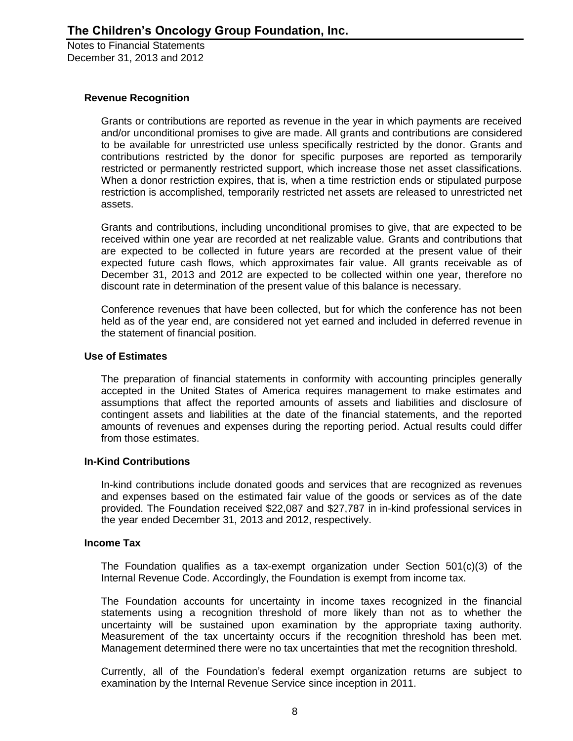### Revenue Recognition

Grants or contributions are reported as revenue in the year in which payments are received and/or unconditional promises to give are made. All grants and contributions are considered to be available for unrestricted use unless specifically restricted by the donor. Grants and contributions restricted by the donor for specific purposes are reported as temporarily restricted or permanently restricted support, which increase those net asset classifications. When a donor restriction expires, that is, when a time restriction ends or stipulated purpose restriction is accomplished, temporarily restricted net assets are released to unrestricted net assets.

Grants and contributions, including unconditional promises to give, that are expected to be received within one year are recorded at net realizable value. Grants and contributions that are expected to be collected in future years are recorded at the present value of their expected future cash flows, which approximates fair value. All grants receivable as of December 31, 2013 and 2012 are expected to be collected within one year, therefore no discount rate in determination of the present value of this balance is necessary.

Conference revenues that have been collected, but for which the conference has not been held as of the year end, are considered not yet earned and included in deferred revenue in the statement of financial position.

### Use of Estimates

The preparation of financial statements in conformity with accounting principles generally accepted in the United States of America requires management to make estimates and assumptions that affect the reported amounts of assets and liabilities and disclosure of contingent assets and liabilities at the date of the financial statements, and the reported amounts of revenues and expenses during the reporting period. Actual results could differ from those estimates.

### In-Kind Contributions

In-kind contributions include donated goods and services that are recognized as revenues and expenses based on the estimated fair value of the goods or services as of the date provided. The Foundation received $22,087 and $27,787 in in-kind professional services in the year ended December 31, 2013 and 2012, respectively.

### Income Tax

The Foundation qualifies as a tax-exempt organization under Section 501(c)(3) of the Internal Revenue Code. Accordingly, the Foundation is exempt from income tax.

The Foundation accounts for uncertainty in income taxes recognized in the financial statements using a recognition threshold of more likely than not as to whether the uncertainty will be sustained upon examination by the appropriate taxing authority. Measurement of the tax uncertainty occurs if the recognition threshold has been met. Management determined there were no tax uncertainties that met the recognition threshold.

Currently, all of the Foundation's federal exempt organization returns are subject to examination by the Internal Revenue Service since inception in 2011.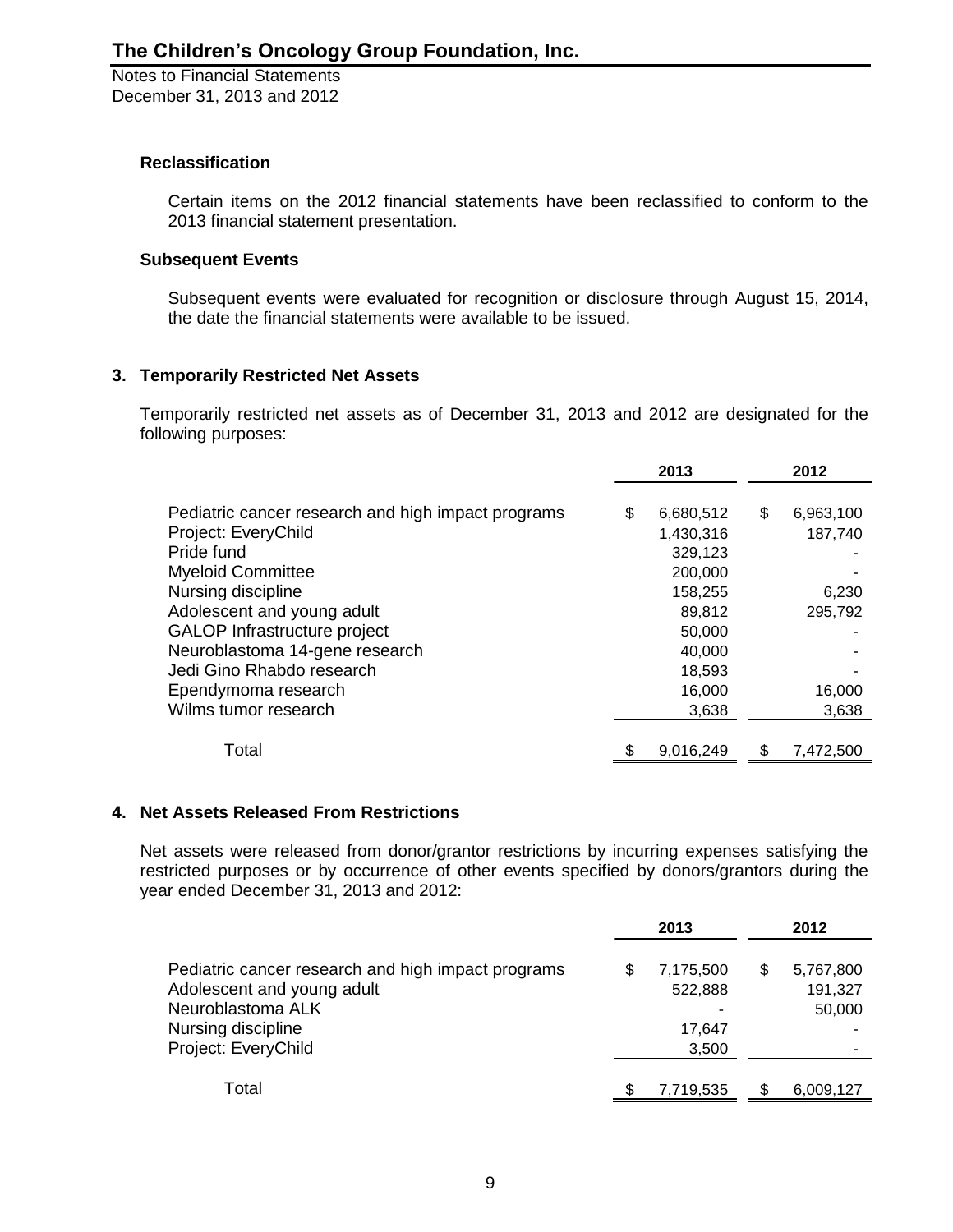# The Children's Oncology Group Foundation, Inc.

Notes to Financial Statements
December 31, 2013 and 2012

### Reclassification

Certain items on the 2012 financial statements have been reclassified to conform to the 2013 financial statement presentation.

### Subsequent Events

Subsequent events were evaluated for recognition or disclosure through August 15, 2014, the date the financial statements were available to be issued.

## 3. Temporarily Restricted Net Assets

Temporarily restricted net assets as of December 31, 2013 and 2012 are designated for the following purposes:

| | 2013 | 2012 |
|---|---|---|
| Pediatric cancer research and high impact programs | $ 6,680,512 | $ 6,963,100 |
| Project: EveryChild | 1,430,316 | 187,740 |
| Pride fund | 329,123 | - |
| Myeloid Committee | 200,000 | - |
| Nursing discipline | 158,255 | 6,230 |
| Adolescent and young adult | 89,812 | 295,792 |
| GALOP Infrastructure project | 50,000 | - |
| Neuroblastoma 14-gene research | 40,000 | - |
| Jedi Gino Rhabdo research | 18,593 | - |
| Ependymoma research | 16,000 | 16,000 |
| Wilms tumor research | 3,638 | 3,638 |
| Total | $ 9,016,249 | $ 7,472,500 |

## 4. Net Assets Released From Restrictions

Net assets were released from donor/grantor restrictions by incurring expenses satisfying the restricted purposes or by occurrence of other events specified by donors/grantors during the year ended December 31, 2013 and 2012:

| | 2013 | 2012 |
|---|---|---|
| Pediatric cancer research and high impact programs | $ 7,175,500 | $ 5,767,800 |
| Adolescent and young adult | 522,888 | 191,327 |
| Neuroblastoma ALK | - | 50,000 |
| Nursing discipline | 17,647 | - |
| Project: EveryChild | 3,500 | - |
| Total | $ 7,719,535 | $ 6,009,127 |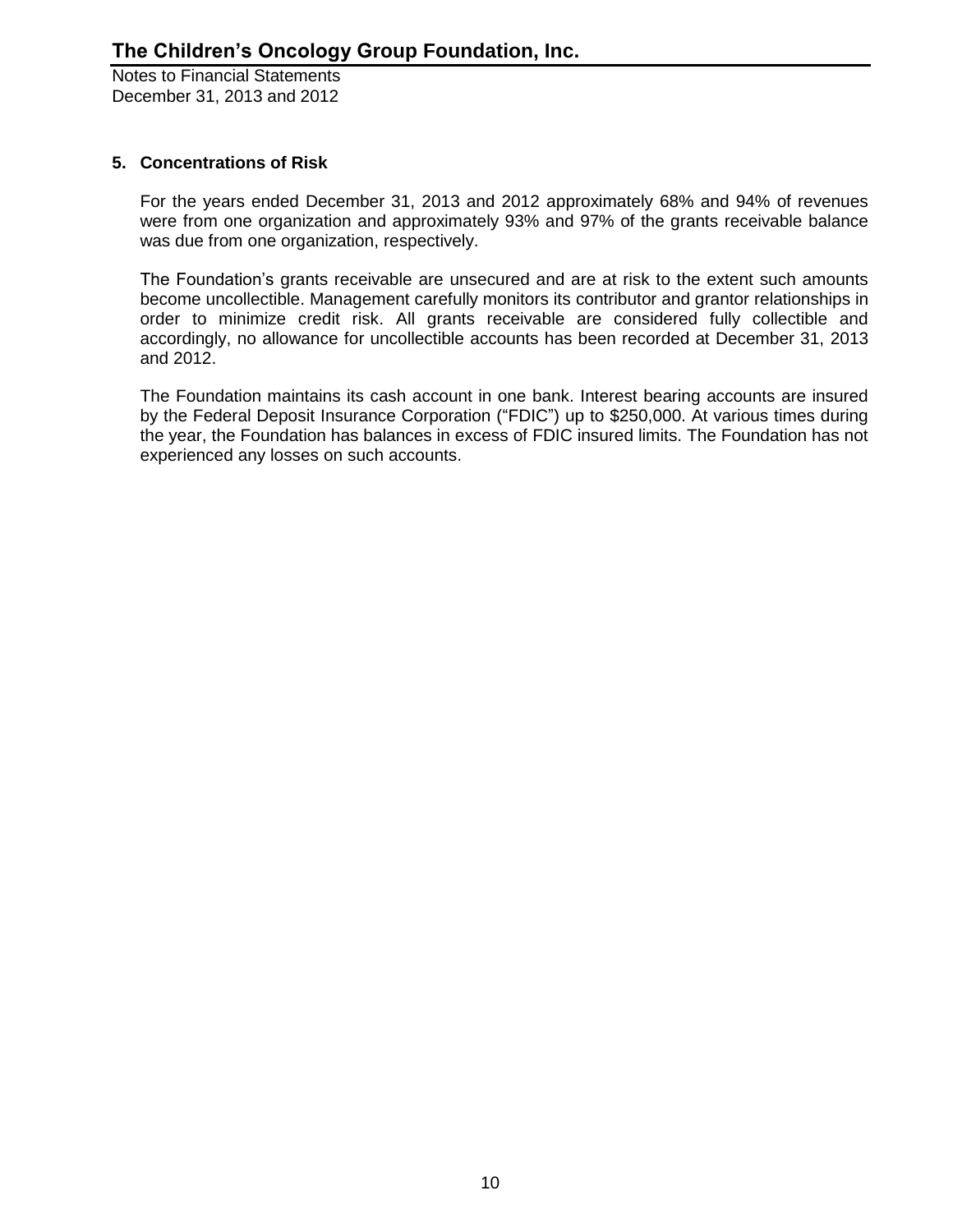## 5. Concentrations of Risk

For the years ended December 31, 2013 and 2012 approximately 68% and 94% of revenues were from one organization and approximately 93% and 97% of the grants receivable balance was due from one organization, respectively.

The Foundation's grants receivable are unsecured and are at risk to the extent such amounts become uncollectible. Management carefully monitors its contributor and grantor relationships in order to minimize credit risk. All grants receivable are considered fully collectible and accordingly, no allowance for uncollectible accounts has been recorded at December 31, 2013 and 2012.

The Foundation maintains its cash account in one bank. Interest bearing accounts are insured by the Federal Deposit Insurance Corporation ("FDIC") up to $250,000. At various times during the year, the Foundation has balances in excess of FDIC insured limits. The Foundation has not experienced any losses on such accounts.